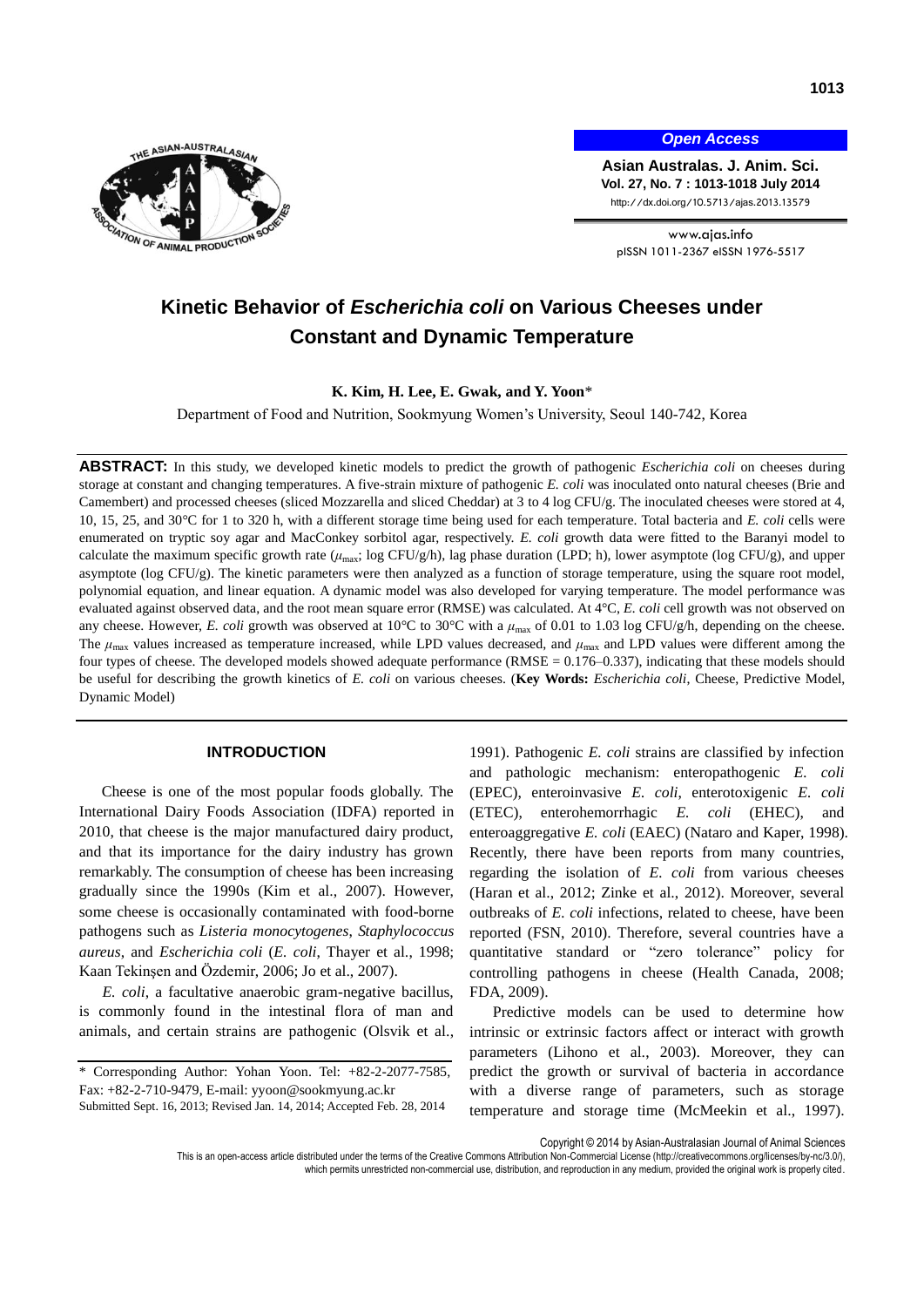# Kinetic Behavior of *Escherichia coli* on Various Cheeses under Constant and Dynamic Temperature

**K. Kim, H. Lee, E. Gwak, and Y. Yoon***

Department of Food and Nutrition, Sookmyung Women's University, Seoul 140-742, Korea

**ABSTRACT:** In this study, we developed kinetic models to predict the growth of pathogenic *Escherichia coli* on cheeses during storage at constant and changing temperatures. A five-strain mixture of pathogenic *E. coli* was inoculated onto natural cheeses (Brie and Camembert) and processed cheeses (sliced Mozzarella and sliced Cheddar) at 3 to 4 log CFU/g. The inoculated cheeses were stored at 4, 10, 15, 25, and 30°C for 1 to 320 h, with a different storage time being used for each temperature. Total bacteria and *E. coli* cells were enumerated on tryptic soy agar and MacConkey sorbitol agar, respectively. *E. coli* growth data were fitted to the Baranyi model to calculate the maximum specific growth rate ($\mu_{max}$; log CFU/g/h), lag phase duration (LPD; h), lower asymptote (log CFU/g), and upper asymptote (log CFU/g). The kinetic parameters were then analyzed as a function of storage temperature, using the square root model, polynomial equation, and linear equation. A dynamic model was also developed for varying temperature. The model performance was evaluated against observed data, and the root mean square error (RMSE) was calculated. At 4°C, *E. coli* cell growth was not observed on any cheese. However, *E. coli* growth was observed at 10°C to 30°C with a $\mu_{max}$ of 0.01 to 1.03 log CFU/g/h, depending on the cheese. The $\mu_{max}$ values increased as temperature increased, while LPD values decreased, and $\mu_{max}$ and LPD values were different among the four types of cheese. The developed models showed adequate performance (RMSE = 0.176–0.337), indicating that these models should be useful for describing the growth kinetics of *E. coli* on various cheeses. (**Key Words:** *Escherichia coli*, Cheese, Predictive Model, Dynamic Model)

## INTRODUCTION

Cheese is one of the most popular foods globally. The International Dairy Foods Association (IDFA) reported in 2010, that cheese is the major manufactured dairy product, and that its importance for the dairy industry has grown remarkably. The consumption of cheese has been increasing gradually since the 1990s (Kim et al., 2007). However, some cheese is occasionally contaminated with food-borne pathogens such as *Listeria monocytogenes*, *Staphylococcus aureus*, and *Escherichia coli* (*E. coli*, Thayer et al., 1998; Kaan Tekinşen and Özdemir, 2006; Jo et al., 2007).

*E. coli*, a facultative anaerobic gram-negative bacillus, is commonly found in the intestinal flora of man and animals, and certain strains are pathogenic (Olsvik et al., 1991). Pathogenic *E. coli* strains are classified by infection and pathologic mechanism: enteropathogenic *E. coli* (EPEC), enteroinvasive *E. coli*, enterotoxigenic *E. coli* (ETEC), enterohemorrhagic *E. coli* (EHEC), and enteroaggregative *E. coli* (EAEC) (Nataro and Kaper, 1998). Recently, there have been reports from many countries, regarding the isolation of *E. coli* from various cheeses (Haran et al., 2012; Zinke et al., 2012). Moreover, several outbreaks of *E. coli* infections, related to cheese, have been reported (FSN, 2010). Therefore, several countries have a quantitative standard or "zero tolerance" policy for controlling pathogens in cheese (Health Canada, 2008; FDA, 2009).

Predictive models can be used to determine how intrinsic or extrinsic factors affect or interact with growth parameters (Lihono et al., 2003). Moreover, they can predict the growth or survival of bacteria in accordance with a diverse range of parameters, such as storage temperature and storage time (McMeekin et al., 1997).

\* Corresponding Author: Yohan Yoon. Tel: +82-2-2077-7585, Fax: +82-2-710-9479, E-mail: yyoon@sookmyung.ac.kr

Submitted Sept. 16, 2013; Revised Jan. 14, 2014; Accepted Feb. 28, 2014

Copyright © 2014 by Asian-Australasian Journal of Animal Sciences

This is an open-access article distributed under the terms of the Creative Commons Attribution Non-Commercial License (http://creativecommons.org/licenses/by-nc/3.0/), which permits unrestricted non-commercial use, distribution, and reproduction in any medium, provided the original work is properly cited.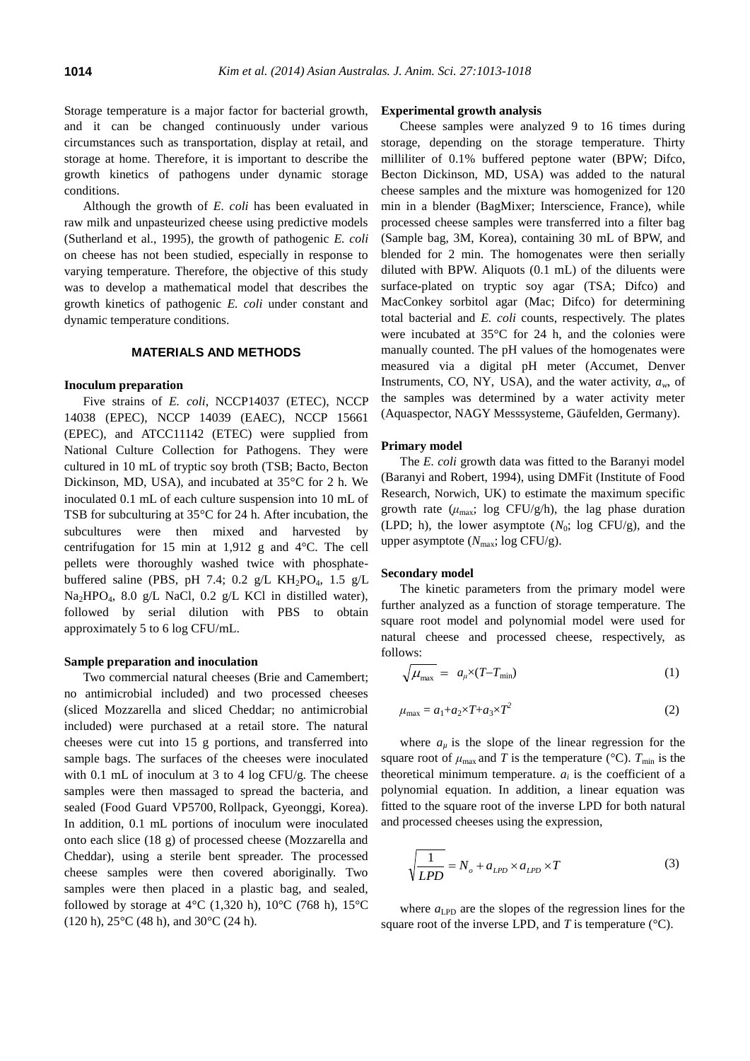Storage temperature is a major factor for bacterial growth, and it can be changed continuously under various circumstances such as transportation, display at retail, and storage at home. Therefore, it is important to describe the growth kinetics of pathogens under dynamic storage conditions.

Although the growth of *E. coli* has been evaluated in raw milk and unpasteurized cheese using predictive models (Sutherland et al., 1995), the growth of pathogenic *E. coli* on cheese has not been studied, especially in response to varying temperature. Therefore, the objective of this study was to develop a mathematical model that describes the growth kinetics of pathogenic *E. coli* under constant and dynamic temperature conditions.

## MATERIALS AND METHODS

### Inoculum preparation

Five strains of *E. coli*, NCCP14037 (ETEC), NCCP 14038 (EPEC), NCCP 14039 (EAEC), NCCP 15661 (EPEC), and ATCC11142 (ETEC) were supplied from National Culture Collection for Pathogens. They were cultured in 10 mL of tryptic soy broth (TSB; Bacto, Becton Dickinson, MD, USA), and incubated at 35°C for 2 h. We inoculated 0.1 mL of each culture suspension into 10 mL of TSB for subculturing at 35°C for 24 h. After incubation, the subcultures were then mixed and harvested by centrifugation for 15 min at 1,912 g and 4°C. The cell pellets were thoroughly washed twice with phosphate-buffered saline (PBS, pH 7.4; 0.2 g/L $KH_2PO_4$, 1.5 g/L $Na_2HPO_4$, 8.0 g/L NaCl, 0.2 g/L KCl in distilled water), followed by serial dilution with PBS to obtain approximately 5 to 6 log CFU/mL.

### Sample preparation and inoculation

Two commercial natural cheeses (Brie and Camembert; no antimicrobial included) and two processed cheeses (sliced Mozzarella and sliced Cheddar; no antimicrobial included) were purchased at a retail store. The natural cheeses were cut into 15 g portions, and transferred into sample bags. The surfaces of the cheeses were inoculated with 0.1 mL of inoculum at 3 to 4 log CFU/g. The cheese samples were then massaged to spread the bacteria, and sealed (Food Guard VP5700, Rollpack, Gyeonggi, Korea). In addition, 0.1 mL portions of inoculum were inoculated onto each slice (18 g) of processed cheese (Mozzarella and Cheddar), using a sterile bent spreader. The processed cheese samples were then covered aboriginally. Two samples were then placed in a plastic bag, and sealed, followed by storage at 4°C (1,320 h), 10°C (768 h), 15°C (120 h), 25°C (48 h), and 30°C (24 h).

### Experimental growth analysis

Cheese samples were analyzed 9 to 16 times during storage, depending on the storage temperature. Thirty milliliter of 0.1% buffered peptone water (BPW; Difco, Becton Dickinson, MD, USA) was added to the natural cheese samples and the mixture was homogenized for 120 min in a blender (BagMixer; Interscience, France), while processed cheese samples were transferred into a filter bag (Sample bag, 3M, Korea), containing 30 mL of BPW, and blended for 2 min. The homogenates were then serially diluted with BPW. Aliquots (0.1 mL) of the diluents were surface-plated on tryptic soy agar (TSA; Difco) and MacConkey sorbitol agar (Mac; Difco) for determining total bacterial and *E. coli* counts, respectively. The plates were incubated at 35°C for 24 h, and the colonies were manually counted. The pH values of the homogenates were measured via a digital pH meter (Accumet, Denver Instruments, CO, NY, USA), and the water activity, $a_w$, of the samples was determined by a water activity meter (Aquaspector, NAGY Messsysteme, Gäufelden, Germany).

### Primary model

The *E. coli* growth data was fitted to the Baranyi model (Baranyi and Robert, 1994), using DMFit (Institute of Food Research, Norwich, UK) to estimate the maximum specific growth rate ($\mu_{max}$; log CFU/g/h), the lag phase duration (LPD; h), the lower asymptote ($N_0$; log CFU/g), and the upper asymptote ($N_{max}$; log CFU/g).

### Secondary model

The kinetic parameters from the primary model were further analyzed as a function of storage temperature. The square root model and polynomial model were used for natural cheese and processed cheese, respectively, as follows:

$$\sqrt{\mu_{max}} = a_{\mu} \times (T - T_{min}) \quad (1)$$

$$\mu_{max} = a_1 + a_2 \times T + a_3 \times T^2 \quad (2)$$

where $a_{\mu}$ is the slope of the linear regression for the square root of $\mu_{max}$ and $T$ is the temperature (°C). $T_{min}$ is the theoretical minimum temperature. $a_i$ is the coefficient of a polynomial equation. In addition, a linear equation was fitted to the square root of the inverse LPD for both natural and processed cheeses using the expression,

$$\sqrt{\frac{1}{LPD}} = N_o + a_{LPD} \times a_{LPD} \times T \quad (3)$$

where $a_{LPD}$ are the slopes of the regression lines for the square root of the inverse LPD, and $T$ is temperature (°C).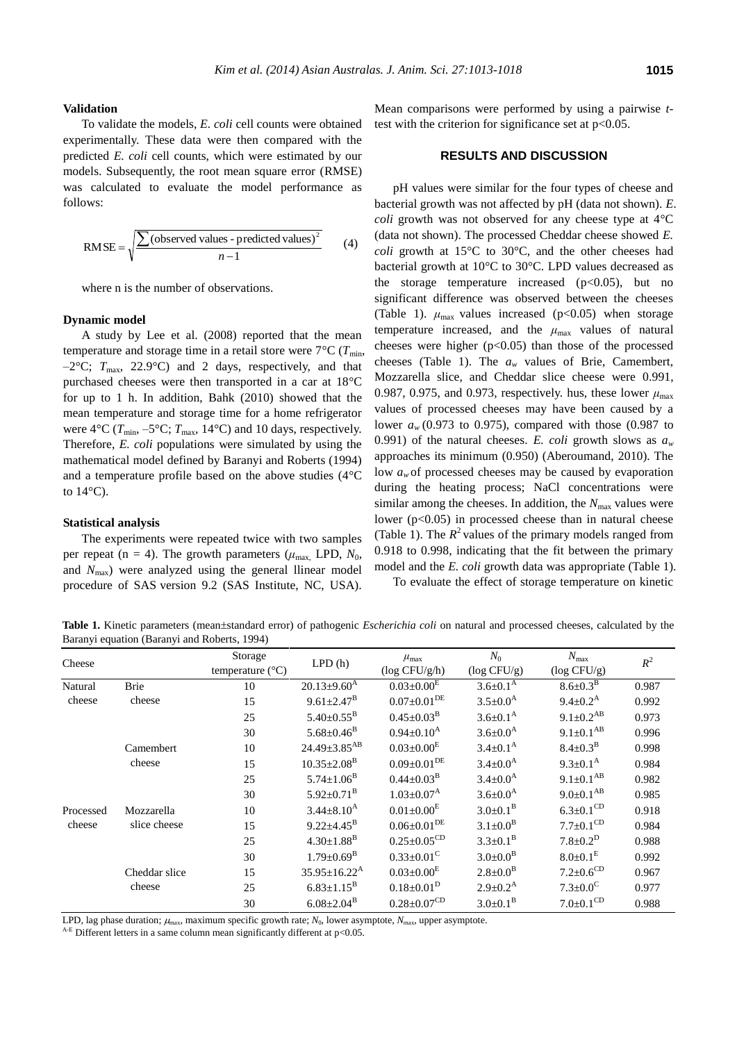### Validation

To validate the models, *E. coli* cell counts were obtained experimentally. These data were then compared with the predicted *E. coli* cell counts, which were estimated by our models. Subsequently, the root mean square error (RMSE) was calculated to evaluate the model performance as follows:

$$\mathrm{RMSE} = \sqrt{\frac{\sum(\text{observed values - predicted values})^2}{n-1}} \qquad (4)$$

where n is the number of observations.

### Dynamic model

A study by Lee et al. (2008) reported that the mean temperature and storage time in a retail store were 7°C ($T_{\min}$, –2°C; $T_{\max}$, 22.9°C) and 2 days, respectively, and that purchased cheeses were then transported in a car at 18°C for up to 1 h. In addition, Bahk (2010) showed that the mean temperature and storage time for a home refrigerator were 4°C ($T_{\min}$, –5°C; $T_{\max}$, 14°C) and 10 days, respectively. Therefore, *E. coli* populations were simulated by using the mathematical model defined by Baranyi and Roberts (1994) and a temperature profile based on the above studies (4°C to 14°C).

### Statistical analysis

The experiments were repeated twice with two samples per repeat (n = 4). The growth parameters ($\mu_{\max}$, LPD, $N_0$, and $N_{\max}$) were analyzed using the general llinear model procedure of SAS version 9.2 (SAS Institute, NC, USA). Mean comparisons were performed by using a pairwise *t*-test with the criterion for significance set at $p<0.05$.

## RESULTS AND DISCUSSION

pH values were similar for the four types of cheese and bacterial growth was not affected by pH (data not shown). *E. coli* growth was not observed for any cheese type at 4°C (data not shown). The processed Cheddar cheese showed *E. coli* growth at 15°C to 30°C, and the other cheeses had bacterial growth at 10°C to 30°C. LPD values decreased as the storage temperature increased ($p<0.05$), but no significant difference was observed between the cheeses (Table 1). $\mu_{\max}$ values increased ($p<0.05$) when storage temperature increased, and the $\mu_{\max}$ values of natural cheeses were higher ($p<0.05$) than those of the processed cheeses (Table 1). The $a_w$ values of Brie, Camembert, Mozzarella slice, and Cheddar slice cheese were 0.991, 0.987, 0.975, and 0.973, respectively. hus, these lower $\mu_{\max}$ values of processed cheeses may have been caused by a lower $a_w$ (0.973 to 0.975), compared with those (0.987 to 0.991) of the natural cheeses. *E. coli* growth slows as $a_w$ approaches its minimum (0.950) (Aberoumand, 2010). The low $a_w$ of processed cheeses may be caused by evaporation during the heating process; NaCl concentrations were similar among the cheeses. In addition, the $N_{\max}$ values were lower ($p<0.05$) in processed cheese than in natural cheese (Table 1). The $R^2$ values of the primary models ranged from 0.918 to 0.998, indicating that the fit between the primary model and the *E. coli* growth data was appropriate (Table 1).

To evaluate the effect of storage temperature on kinetic

**Table 1.** Kinetic parameters (mean±standard error) of pathogenic *Escherichia coli* on natural and processed cheeses, calculated by the Baranyi equation (Baranyi and Roberts, 1994)

| Cheese | | Storage temperature (°C) | LPD (h) | $\mu_{\max}$ (log CFU/g/h) | $N_0$ (log CFU/g) | $N_{\max}$ (log CFU/g) | $R^2$ |
|---|---|---|---|---|---|---|---|
| Natural cheese | Brie cheese | 10 | 20.13±9.60$^{A}$ | 0.03±0.00$^{E}$ | 3.6±0.1$^{A}$ | 8.6±0.3$^{B}$ | 0.987 |
| | | 15 | 9.61±2.47$^{B}$ | 0.07±0.01$^{DE}$ | 3.5±0.0$^{A}$ | 9.4±0.2$^{A}$ | 0.992 |
| | | 25 | 5.40±0.55$^{B}$ | 0.45±0.03$^{B}$ | 3.6±0.1$^{A}$ | 9.1±0.2$^{AB}$ | 0.973 |
| | | 30 | 5.68±0.46$^{B}$ | 0.94±0.10$^{A}$ | 3.6±0.0$^{A}$ | 9.1±0.1$^{AB}$ | 0.996 |
| | Camembert cheese | 10 | 24.49±3.85$^{AB}$ | 0.03±0.00$^{E}$ | 3.4±0.1$^{A}$ | 8.4±0.3$^{B}$ | 0.998 |
| | | 15 | 10.35±2.08$^{B}$ | 0.09±0.01$^{DE}$ | 3.4±0.0$^{A}$ | 9.3±0.1$^{A}$ | 0.984 |
| | | 25 | 5.74±1.06$^{B}$ | 0.44±0.03$^{B}$ | 3.4±0.0$^{A}$ | 9.1±0.1$^{AB}$ | 0.982 |
| | | 30 | 5.92±0.71$^{B}$ | 1.03±0.07$^{A}$ | 3.6±0.0$^{A}$ | 9.0±0.1$^{AB}$ | 0.985 |
| Processed cheese | Mozzarella slice cheese | 10 | 3.44±8.10$^{A}$ | 0.01±0.00$^{E}$ | 3.0±0.1$^{B}$ | 6.3±0.1$^{CD}$ | 0.918 |
| | | 15 | 9.22±4.45$^{B}$ | 0.06±0.01$^{DE}$ | 3.1±0.0$^{B}$ | 7.7±0.1$^{CD}$ | 0.984 |
| | | 25 | 4.30±1.88$^{B}$ | 0.25±0.05$^{CD}$ | 3.3±0.1$^{B}$ | 7.8±0.2$^{D}$ | 0.988 |
| | | 30 | 1.79±0.69$^{B}$ | 0.33±0.01$^{C}$ | 3.0±0.1$^{B}$ | 8.0±0.1$^{E}$ | 0.992 |
| | Cheddar slice cheese | 15 | 35.95±16.22$^{A}$ | 0.03±0.00$^{E}$ | 2.8±0.0$^{B}$ | 7.2±0.6$^{CD}$ | 0.967 |
| | | 25 | 6.83±1.15$^{B}$ | 0.18±0.01$^{D}$ | 2.9±0.2$^{A}$ | 7.3±0.0$^{C}$ | 0.977 |
| | | 30 | 6.08±2.04$^{B}$ | 0.28±0.07$^{CD}$ | 3.0±0.1$^{B}$ | 7.0±0.1$^{CD}$ | 0.988 |

LPD, lag phase duration; $\mu_{\max}$, maximum specific growth rate; $N_0$, lower asymptote, $N_{\max}$, upper asymptote.

A-E Different letters in a same column mean significantly different at $p<0.05$.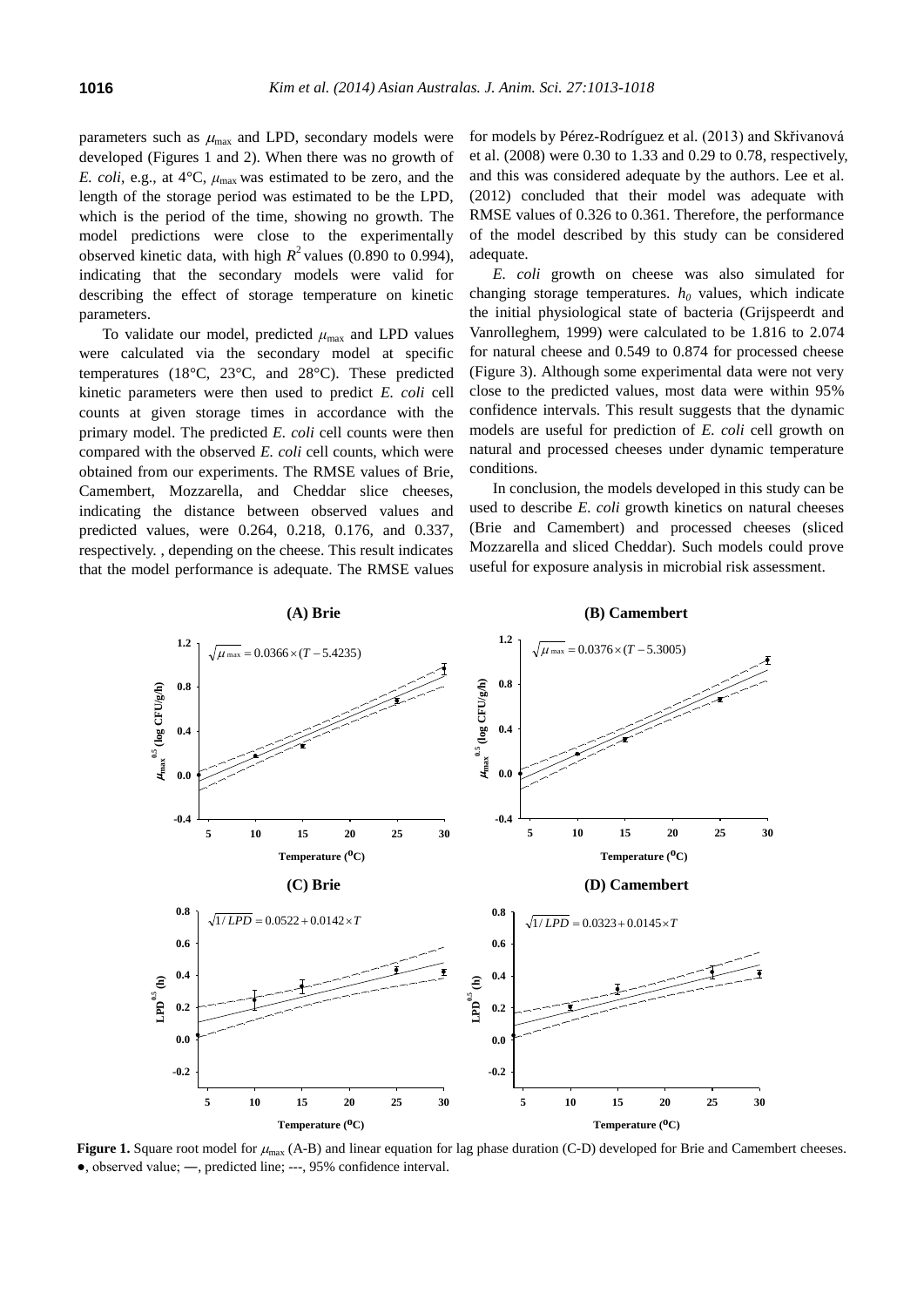parameters such as $\mu_{max}$ and LPD, secondary models were developed (Figures 1 and 2). When there was no growth of *E. coli*, e.g., at 4°C, $\mu_{max}$ was estimated to be zero, and the length of the storage period was estimated to be the LPD, which is the period of the time, showing no growth. The model predictions were close to the experimentally observed kinetic data, with high $R^2$ values (0.890 to 0.994), indicating that the secondary models were valid for describing the effect of storage temperature on kinetic parameters.

To validate our model, predicted $\mu_{max}$ and LPD values were calculated via the secondary model at specific temperatures (18°C, 23°C, and 28°C). These predicted kinetic parameters were then used to predict *E. coli* cell counts at given storage times in accordance with the primary model. The predicted *E. coli* cell counts were then compared with the observed *E. coli* cell counts, which were obtained from our experiments. The RMSE values of Brie, Camembert, Mozzarella, and Cheddar slice cheeses, indicating the distance between observed values and predicted values, were 0.264, 0.218, 0.176, and 0.337, respectively. , depending on the cheese. This result indicates that the model performance is adequate. The RMSE values for models by Pérez-Rodríguez et al. (2013) and Skřivanová et al. (2008) were 0.30 to 1.33 and 0.29 to 0.78, respectively, and this was considered adequate by the authors. Lee et al. (2012) concluded that their model was adequate with RMSE values of 0.326 to 0.361. Therefore, the performance of the model described by this study can be considered adequate.

*E. coli* growth on cheese was also simulated for changing storage temperatures. $h_0$ values, which indicate the initial physiological state of bacteria (Grijspeerdt and Vanrolleghem, 1999) were calculated to be 1.816 to 2.074 for natural cheese and 0.549 to 0.874 for processed cheese (Figure 3). Although some experimental data were not very close to the predicted values, most data were within 95% confidence intervals. This result suggests that the dynamic models are useful for prediction of *E. coli* cell growth on natural and processed cheeses under dynamic temperature conditions.

In conclusion, the models developed in this study can be used to describe *E. coli* growth kinetics on natural cheeses (Brie and Camembert) and processed cheeses (sliced Mozzarella and sliced Cheddar). Such models could prove useful for exposure analysis in microbial risk assessment.

**(A) Brie** $\sqrt{\mu_{max}} = 0.0366 \times (T - 5.4235)$

**(B) Camembert** $\sqrt{\mu_{max}} = 0.0376 \times (T - 5.3005)$

**(C) Brie** $\sqrt{1/LPD} = 0.0522 + 0.0142 \times T$

**(D) Camembert** $\sqrt{1/LPD} = 0.0323 + 0.0145 \times T$

**Figure 1.** Square root model for $\mu_{max}$ (A-B) and linear equation for lag phase duration (C-D) developed for Brie and Camembert cheeses. ●, observed value; —, predicted line; ---, 95% confidence interval.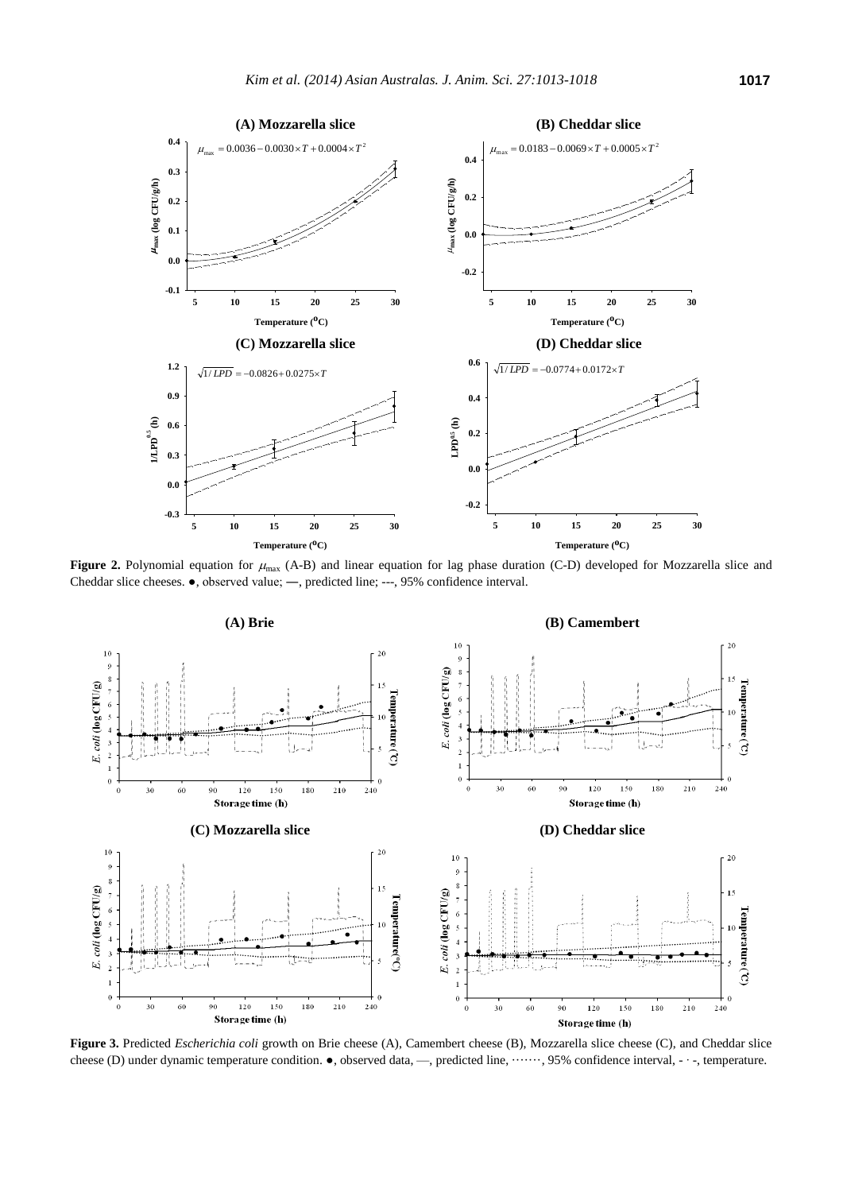**(A) Mozzarella slice**

$\mu_{max} = 0.0036 - 0.0030 \times T + 0.0004 \times T^2$

**(B) Cheddar slice**

$\mu_{max} = 0.0183 - 0.0069 \times T + 0.0005 \times T^2$

**(C) Mozzarella slice**

$\sqrt{1/LPD} = -0.0826 + 0.0275 \times T$

**(D) Cheddar slice**

$\sqrt{1/LPD} = -0.0774 + 0.0172 \times T$

**Figure 2.** Polynomial equation for $\mu_{max}$ (A-B) and linear equation for lag phase duration (C-D) developed for Mozzarella slice and Cheddar slice cheeses. ●, observed value; —, predicted line; ---, 95% confidence interval.

**(A) Brie**

**(B) Camembert**

**(C) Mozzarella slice**

**(D) Cheddar slice**

**Figure 3.** Predicted *Escherichia coli* growth on Brie cheese (A), Camembert cheese (B), Mozzarella slice cheese (C), and Cheddar slice cheese (D) under dynamic temperature condition. ●, observed data, —, predicted line, ·······, 95% confidence interval, - · -, temperature.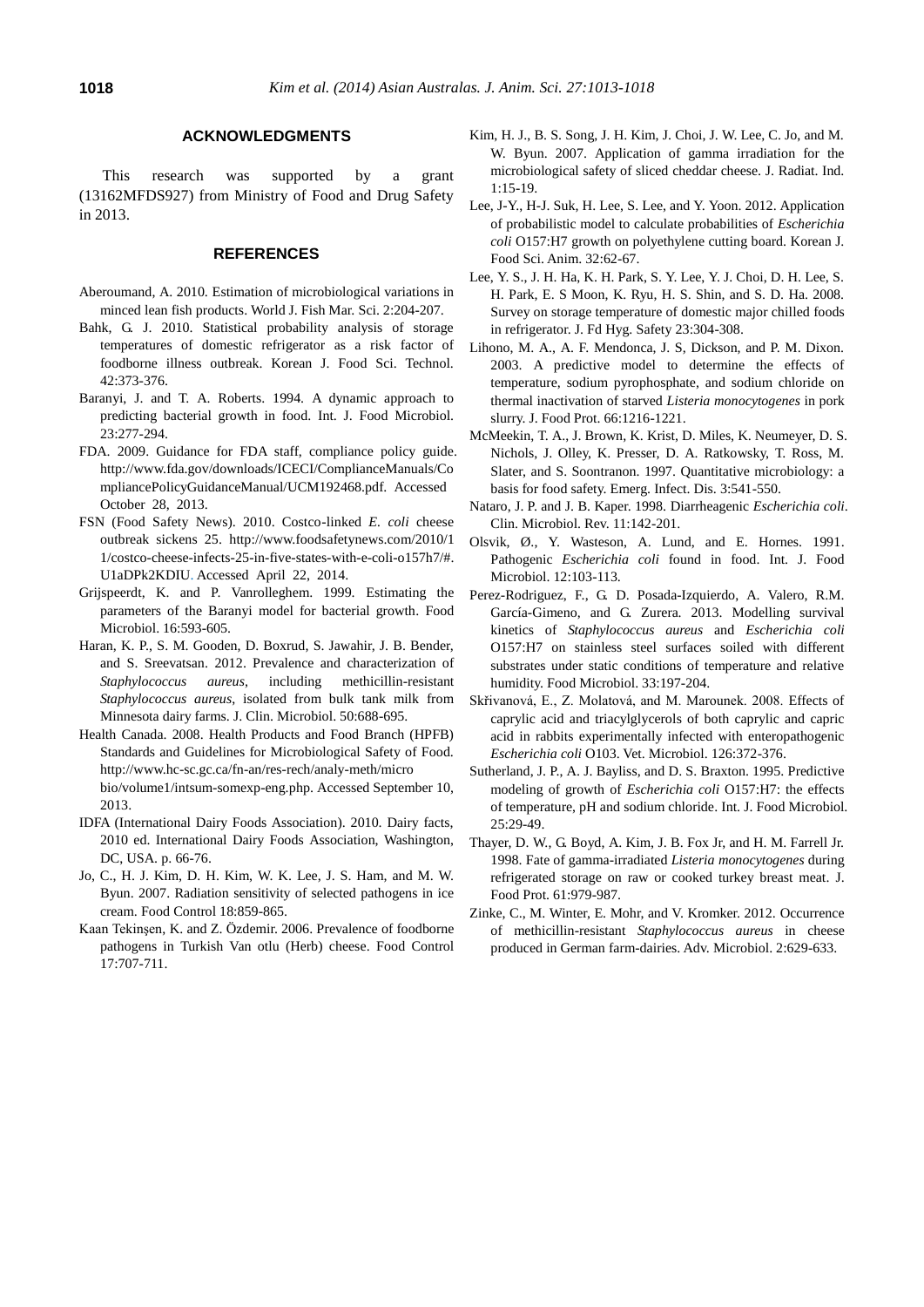## ACKNOWLEDGMENTS

This research was supported by a grant (13162MFDS927) from Ministry of Food and Drug Safety in 2013.

## REFERENCES

Aberoumand, A. 2010. Estimation of microbiological variations in minced lean fish products. World J. Fish Mar. Sci. 2:204-207.

Bahk, G. J. 2010. Statistical probability analysis of storage temperatures of domestic refrigerator as a risk factor of foodborne illness outbreak. Korean J. Food Sci. Technol. 42:373-376.

Baranyi, J. and T. A. Roberts. 1994. A dynamic approach to predicting bacterial growth in food. Int. J. Food Microbiol. 23:277-294.

FDA. 2009. Guidance for FDA staff, compliance policy guide. http://www.fda.gov/downloads/ICECI/ComplianceManuals/CompliancePolicyGuidanceManual/UCM192468.pdf. Accessed October 28, 2013.

FSN (Food Safety News). 2010. Costco-linked *E. coli* cheese outbreak sickens 25. http://www.foodsafetynews.com/2010/11/costco-cheese-infects-25-in-five-states-with-e-coli-o157h7/#.U1aDPk2KDIU. Accessed April 22, 2014.

Grijspeerdt, K. and P. Vanrolleghem. 1999. Estimating the parameters of the Baranyi model for bacterial growth. Food Microbiol. 16:593-605.

Haran, K. P., S. M. Gooden, D. Boxrud, S. Jawahir, J. B. Bender, and S. Sreevatsan. 2012. Prevalence and characterization of *Staphylococcus aureus*, including methicillin-resistant *Staphylococcus aureus*, isolated from bulk tank milk from Minnesota dairy farms. J. Clin. Microbiol. 50:688-695.

Health Canada. 2008. Health Products and Food Branch (HPFB) Standards and Guidelines for Microbiological Safety of Food. http://www.hc-sc.gc.ca/fn-an/res-rech/analy-meth/microbio/volume1/intsum-somexp-eng.php. Accessed September 10, 2013.

IDFA (International Dairy Foods Association). 2010. Dairy facts, 2010 ed. International Dairy Foods Association, Washington, DC, USA. p. 66-76.

Jo, C., H. J. Kim, D. H. Kim, W. K. Lee, J. S. Ham, and M. W. Byun. 2007. Radiation sensitivity of selected pathogens in ice cream. Food Control 18:859-865.

Kaan Tekinşen, K. and Z. Özdemir. 2006. Prevalence of foodborne pathogens in Turkish Van otlu (Herb) cheese. Food Control 17:707-711.

Kim, H. J., B. S. Song, J. H. Kim, J. Choi, J. W. Lee, C. Jo, and M. W. Byun. 2007. Application of gamma irradiation for the microbiological safety of sliced cheddar cheese. J. Radiat. Ind. 1:15-19.

Lee, J-Y., H-J. Suk, H. Lee, S. Lee, and Y. Yoon. 2012. Application of probabilistic model to calculate probabilities of *Escherichia coli* O157:H7 growth on polyethylene cutting board. Korean J. Food Sci. Anim. 32:62-67.

Lee, Y. S., J. H. Ha, K. H. Park, S. Y. Lee, Y. J. Choi, D. H. Lee, S. H. Park, E. S Moon, K. Ryu, H. S. Shin, and S. D. Ha. 2008. Survey on storage temperature of domestic major chilled foods in refrigerator. J. Fd Hyg. Safety 23:304-308.

Lihono, M. A., A. F. Mendonca, J. S, Dickson, and P. M. Dixon. 2003. A predictive model to determine the effects of temperature, sodium pyrophosphate, and sodium chloride on thermal inactivation of starved *Listeria monocytogenes* in pork slurry. J. Food Prot. 66:1216-1221.

McMeekin, T. A., J. Brown, K. Krist, D. Miles, K. Neumeyer, D. S. Nichols, J. Olley, K. Presser, D. A. Ratkowsky, T. Ross, M. Slater, and S. Soontranon. 1997. Quantitative microbiology: a basis for food safety. Emerg. Infect. Dis. 3:541-550.

Nataro, J. P. and J. B. Kaper. 1998. Diarrheagenic *Escherichia coli*. Clin. Microbiol. Rev. 11:142-201.

Olsvik, Ø., Y. Wasteson, A. Lund, and E. Hornes. 1991. Pathogenic *Escherichia coli* found in food. Int. J. Food Microbiol. 12:103-113.

Perez-Rodriguez, F., G. D. Posada-Izquierdo, A. Valero, R.M. García-Gimeno, and G. Zurera. 2013. Modelling survival kinetics of *Staphylococcus aureus* and *Escherichia coli* O157:H7 on stainless steel surfaces soiled with different substrates under static conditions of temperature and relative humidity. Food Microbiol. 33:197-204.

Skřivanová, E., Z. Molatová, and M. Marounek. 2008. Effects of caprylic acid and triacylglycerols of both caprylic and capric acid in rabbits experimentally infected with enteropathogenic *Escherichia coli* O103. Vet. Microbiol. 126:372-376.

Sutherland, J. P., A. J. Bayliss, and D. S. Braxton. 1995. Predictive modeling of growth of *Escherichia coli* O157:H7: the effects of temperature, pH and sodium chloride. Int. J. Food Microbiol. 25:29-49.

Thayer, D. W., G. Boyd, A. Kim, J. B. Fox Jr, and H. M. Farrell Jr. 1998. Fate of gamma-irradiated *Listeria monocytogenes* during refrigerated storage on raw or cooked turkey breast meat. J. Food Prot. 61:979-987.

Zinke, C., M. Winter, E. Mohr, and V. Kromker. 2012. Occurrence of methicillin-resistant *Staphylococcus aureus* in cheese produced in German farm-dairies. Adv. Microbiol. 2:629-633.